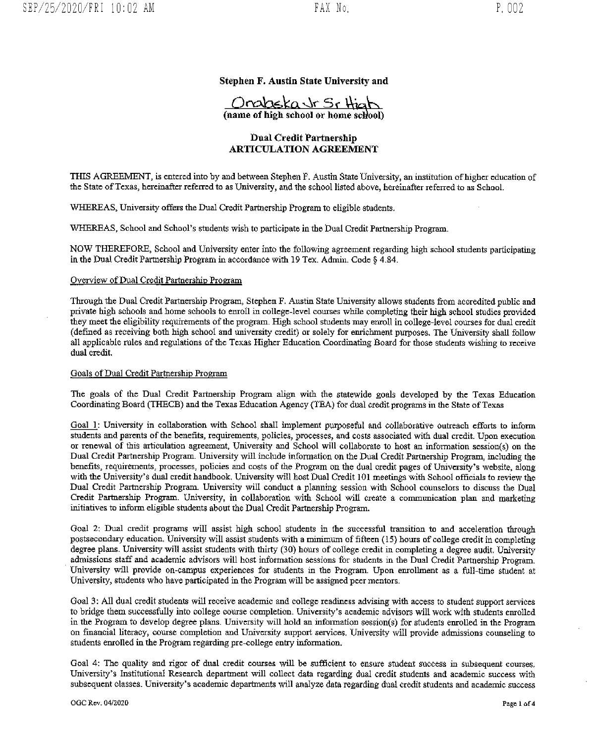**Stephen F. Austin State University and**

Orabska Jr Sr High
**(name of high school or home school)**

## Dual Credit Partnership ARTICULATION AGREEMENT

THIS AGREEMENT, is entered into by and between Stephen F. Austin State University, an institution of higher education of the State of Texas, hereinafter referred to as University, and the school listed above, hereinafter referred to as School.

WHEREAS, University offers the Dual Credit Partnership Program to eligible students.

WHEREAS, School and School's students wish to participate in the Dual Credit Partnership Program.

NOW THEREFORE, School and University enter into the following agreement regarding high school students participating in the Dual Credit Partnership Program in accordance with 19 Tex. Admin. Code § 4.84.

Overview of Dual Credit Partnership Program

Through the Dual Credit Partnership Program, Stephen F. Austin State University allows students from accredited public and private high schools and home schools to enroll in college-level courses while completing their high school studies provided they meet the eligibility requirements of the program. High school students may enroll in college-level courses for dual credit (defined as receiving both high school and university credit) or solely for enrichment purposes. The University shall follow all applicable rules and regulations of the Texas Higher Education Coordinating Board for those students wishing to receive dual credit.

Goals of Dual Credit Partnership Program

The goals of the Dual Credit Partnership Program align with the statewide goals developed by the Texas Education Coordinating Board (THECB) and the Texas Education Agency (TEA) for dual credit programs in the State of Texas

Goal 1: University in collaboration with School shall implement purposeful and collaborative outreach efforts to inform students and parents of the benefits, requirements, policies, processes, and costs associated with dual credit. Upon execution or renewal of this articulation agreement, University and School will collaborate to host an information session(s) on the Dual Credit Partnership Program. University will include information on the Dual Credit Partnership Program, including the benefits, requirements, processes, policies and costs of the Program on the dual credit pages of University's website, along with the University's dual credit handbook. University will host Dual Credit 101 meetings with School officials to review the Dual Credit Partnership Program. University will conduct a planning session with School counselors to discuss the Dual Credit Partnership Program. University, in collaboration with School will create a communication plan and marketing initiatives to inform eligible students about the Dual Credit Partnership Program.

Goal 2: Dual credit programs will assist high school students in the successful transition to and acceleration through postsecondary education. University will assist students with a minimum of fifteen (15) hours of college credit in completing degree plans. University will assist students with thirty (30) hours of college credit in completing a degree audit. University admissions staff and academic advisors will host information sessions for students in the Dual Credit Partnership Program. University will provide on-campus experiences for students in the Program. Upon enrollment as a full-time student at University, students who have participated in the Program will be assigned peer mentors.

Goal 3: All dual credit students will receive academic and college readiness advising with access to student support services to bridge them successfully into college course completion. University's academic advisors will work with students enrolled in the Program to develop degree plans. University will hold an information session(s) for students enrolled in the Program on financial literacy, course completion and University support services. University will provide admissions counseling to students enrolled in the Program regarding pre-college entry information.

Goal 4: The quality and rigor of dual credit courses will be sufficient to ensure student success in subsequent courses. University's Institutional Research department will collect data regarding dual credit students and academic success with subsequent classes. University's academic departments will analyze data regarding dual credit students and academic success

OGC Rev. 04/2020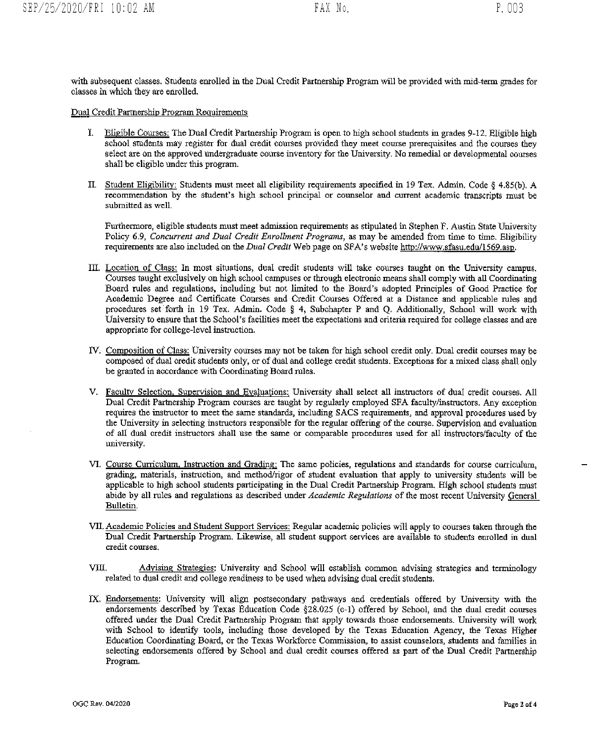with subsequent classes. Students enrolled in the Dual Credit Partnership Program will be provided with mid-term grades for classes in which they are enrolled.

Dual Credit Partnership Program Requirements

I. Eligible Courses: The Dual Credit Partnership Program is open to high school students in grades 9-12. Eligible high school students may register for dual credit courses provided they meet course prerequisites and the courses they select are on the approved undergraduate course inventory for the University. No remedial or developmental courses shall be eligible under this program.

II. Student Eligibility: Students must meet all eligibility requirements specified in 19 Tex. Admin. Code § 4.85(b). A recommendation by the student's high school principal or counselor and current academic transcripts must be submitted as well.

Furthermore, eligible students must meet admission requirements as stipulated in Stephen F. Austin State University Policy 6.9, *Concurrent and Dual Credit Enrollment Programs*, as may be amended from time to time. Eligibility requirements are also included on the *Dual Credit* Web page on SFA's website http://www.sfasu.edu/1569.asp.

III. Location of Class: In most situations, dual credit students will take courses taught on the University campus. Courses taught exclusively on high school campuses or through electronic means shall comply with all Coordinating Board rules and regulations, including but not limited to the Board's adopted Principles of Good Practice for Academic Degree and Certificate Courses and Credit Courses Offered at a Distance and applicable rules and procedures set forth in 19 Tex. Admin. Code § 4, Subchapter P and Q. Additionally, School will work with University to ensure that the School's facilities meet the expectations and criteria required for college classes and are appropriate for college-level instruction.

IV. Composition of Class: University courses may not be taken for high school credit only. Dual credit courses may be composed of dual credit students only, or of dual and college credit students. Exceptions for a mixed class shall only be granted in accordance with Coordinating Board rules.

V. Faculty Selection, Supervision and Evaluations: University shall select all instructors of dual credit courses. All Dual Credit Partnership Program courses are taught by regularly employed SFA faculty/instructors. Any exception requires the instructor to meet the same standards, including SACS requirements, and approval procedures used by the University in selecting instructors responsible for the regular offering of the course. Supervision and evaluation of all dual credit instructors shall use the same or comparable procedures used for all instructors/faculty of the university.

VI. Course Curriculum, Instruction and Grading: The same policies, regulations and standards for course curriculum, grading, materials, instruction, and method/rigor of student evaluation that apply to university students will be applicable to high school students participating in the Dual Credit Partnership Program. High school students must abide by all rules and regulations as described under *Academic Regulations* of the most recent University General Bulletin.

VII. Academic Policies and Student Support Services: Regular academic policies will apply to courses taken through the Dual Credit Partnership Program. Likewise, all student support services are available to students enrolled in dual credit courses.

VIII. Advising Strategies: University and School will establish common advising strategies and terminology related to dual credit and college readiness to be used when advising dual credit students.

IX. Endorsements: University will align postsecondary pathways and credentials offered by University with the endorsements described by Texas Education Code §28.025 (c-1) offered by School, and the dual credit courses offered under the Dual Credit Partnership Program that apply towards those endorsements. University will work with School to identify tools, including those developed by the Texas Education Agency, the Texas Higher Education Coordinating Board, or the Texas Workforce Commission, to assist counselors, students and families in selecting endorsements offered by School and dual credit courses offered as part of the Dual Credit Partnership Program.

OGC Rev. 04/2020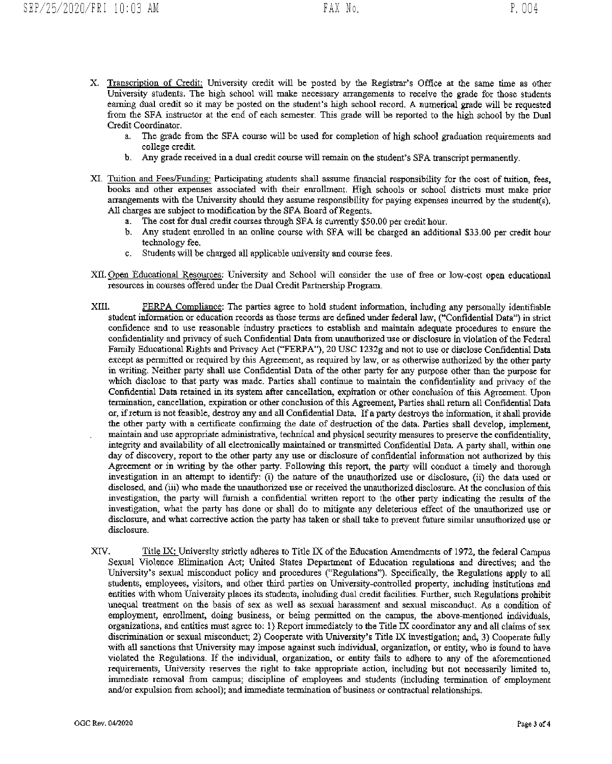X. <u>Transcription of Credit:</u> University credit will be posted by the Registrar's Office at the same time as other University students. The high school will make necessary arrangements to receive the grade for those students earning dual credit so it may be posted on the student's high school record. A numerical grade will be requested from the SFA instructor at the end of each semester. This grade will be reported to the high school by the Dual Credit Coordinator.

   a. The grade from the SFA course will be used for completion of high school graduation requirements and college credit.
   b. Any grade received in a dual credit course will remain on the student's SFA transcript permanently.

XI. <u>Tuition and Fees/Funding:</u> Participating students shall assume financial responsibility for the cost of tuition, fees, books and other expenses associated with their enrollment. High schools or school districts must make prior arrangements with the University should they assume responsibility for paying expenses incurred by the student(s). All charges are subject to modification by the SFA Board of Regents.

   a. The cost for dual credit courses through SFA is currently $50.00 per credit hour.
   b. Any student enrolled in an online course with SFA will be charged an additional $33.00 per credit hour technology fee.
   c. Students will be charged all applicable university and course fees.

XII. <u>Open Educational Resources:</u> University and School will consider the use of free or low-cost open educational resources in courses offered under the Dual Credit Partnership Program.

XIII. <u>FERPA Compliance:</u> The parties agree to hold student information, including any personally identifiable student information or education records as those terms are defined under federal law, ("Confidential Data") in strict confidence and to use reasonable industry practices to establish and maintain adequate procedures to ensure the confidentiality and privacy of such Confidential Data from unauthorized use or disclosure in violation of the Federal Family Educational Rights and Privacy Act ("FERPA"), 20 USC 1232g and not to use or disclose Confidential Data except as permitted or required by this Agreement, as required by law, or as otherwise authorized by the other party in writing. Neither party shall use Confidential Data of the other party for any purpose other than the purpose for which disclose to that party was made. Parties shall continue to maintain the confidentiality and privacy of the Confidential Data retained in its system after cancellation, expiration or other conclusion of this Agreement. Upon termination, cancellation, expiration or other conclusion of this Agreement, Parties shall return all Confidential Data or, if return is not feasible, destroy any and all Confidential Data. If a party destroys the information, it shall provide the other party with a certificate confirming the date of destruction of the data. Parties shall develop, implement, maintain and use appropriate administrative, technical and physical security measures to preserve the confidentiality, integrity and availability of all electronically maintained or transmitted Confidential Data. A party shall, within one day of discovery, report to the other party any use or disclosure of confidential information not authorized by this Agreement or in writing by the other party. Following this report, the party will conduct a timely and thorough investigation in an attempt to identify: (i) the nature of the unauthorized use or disclosure, (ii) the data used or disclosed, and (iii) who made the unauthorized use or received the unauthorized disclosure. At the conclusion of this investigation, the party will furnish a confidential written report to the other party indicating the results of the investigation, what the party has done or shall do to mitigate any deleterious effect of the unauthorized use or disclosure, and what corrective action the party has taken or shall take to prevent future similar unauthorized use or disclosure.

XIV. <u>Title IX:</u> University strictly adheres to Title IX of the Education Amendments of 1972, the federal Campus Sexual Violence Elimination Act; United States Department of Education regulations and directives; and the University's sexual misconduct policy and procedures ("Regulations"). Specifically, the Regulations apply to all students, employees, visitors, and other third parties on University-controlled property, including institutions and entities with whom University places its students, including dual credit facilities. Further, such Regulations prohibit unequal treatment on the basis of sex as well as sexual harassment and sexual misconduct. As a condition of employment, enrollment, doing business, or being permitted on the campus, the above-mentioned individuals, organizations, and entities must agree to: 1) Report immediately to the Title IX coordinator any and all claims of sex discrimination or sexual misconduct; 2) Cooperate with University's Title IX investigation; and, 3) Cooperate fully with all sanctions that University may impose against such individual, organization, or entity, who is found to have violated the Regulations. If the individual, organization, or entity fails to adhere to any of the aforementioned requirements, University reserves the right to take appropriate action, including but not necessarily limited to, immediate removal from campus; discipline of employees and students (including termination of employment and/or expulsion from school); and immediate termination of business or contractual relationships.

OGC Rev. 04/2020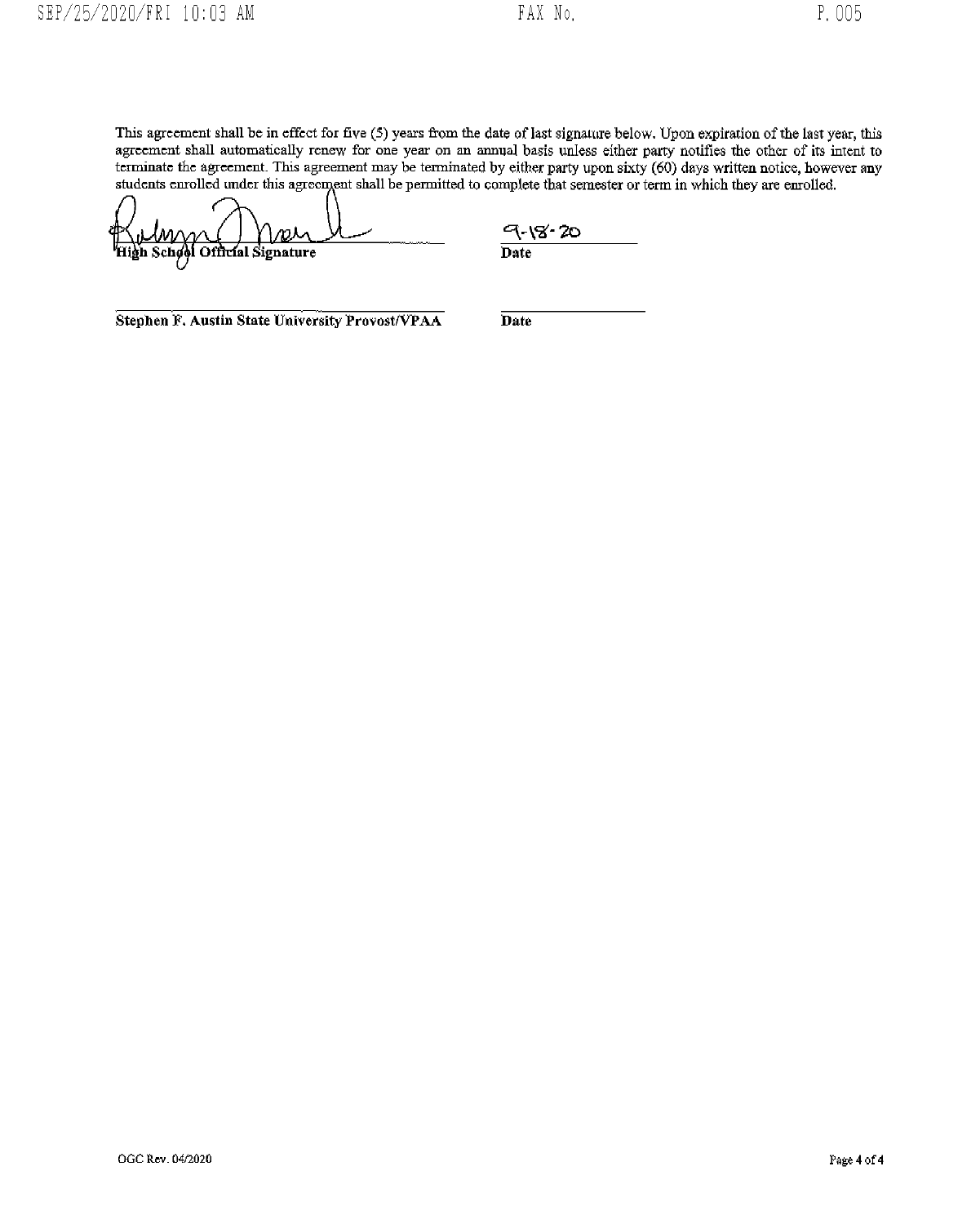This agreement shall be in effect for five (5) years from the date of last signature below. Upon expiration of the last year, this agreement shall automatically renew for one year on an annual basis unless either party notifies the other of its intent to terminate the agreement. This agreement may be terminated by either party upon sixty (60) days written notice, however any students enrolled under this agreement shall be permitted to complete that semester or term in which they are enrolled.

| | |
|---|---|
| **High School Official Signature** | 9-18-20 **Date** |
| **Stephen F. Austin State University Provost/VPAA** | **Date** |

OGC Rev. 04/2020